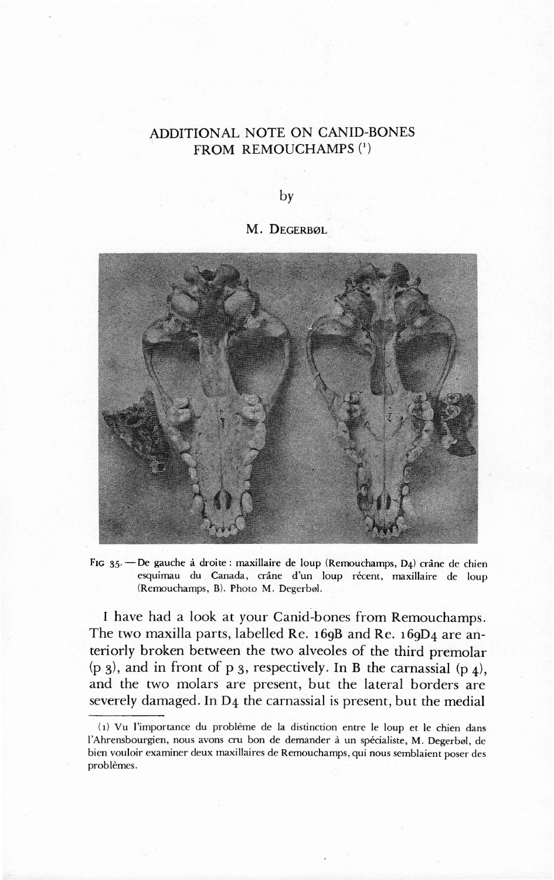# ADDITIONAL NOTE ON CANID-BONES FROM REMOUCHAMPS [1]

by

M. Degerbøl

Fig 35. — De gauche à droite : maxillaire de loup (Remouchamps, D4) crâne de chien esquimau du Canada, crâne d'un loup récent, maxillaire de loup (Remouchamps, B). Photo M. Degerbøl.

I have had a look at your Canid-bones from Remouchamps. The two maxilla parts, labelled Re. 169B and Re. 169D4 are anteriorly broken between the two alveoles of the third premolar (p 3), and in front of p 3, respectively. In B the carnassial (p 4), and the two molars are present, but the lateral borders are severely damaged. In D4 the carnassial is present, but the medial

(1) Vu l'importance du problème de la distinction entre le loup et le chien dans l'Ahrensbourgien, nous avons cru bon de demander à un spécialiste, M. Degerbøl, de bien vouloir examiner deux maxillaires de Remouchamps, qui nous semblaient poser des problèmes.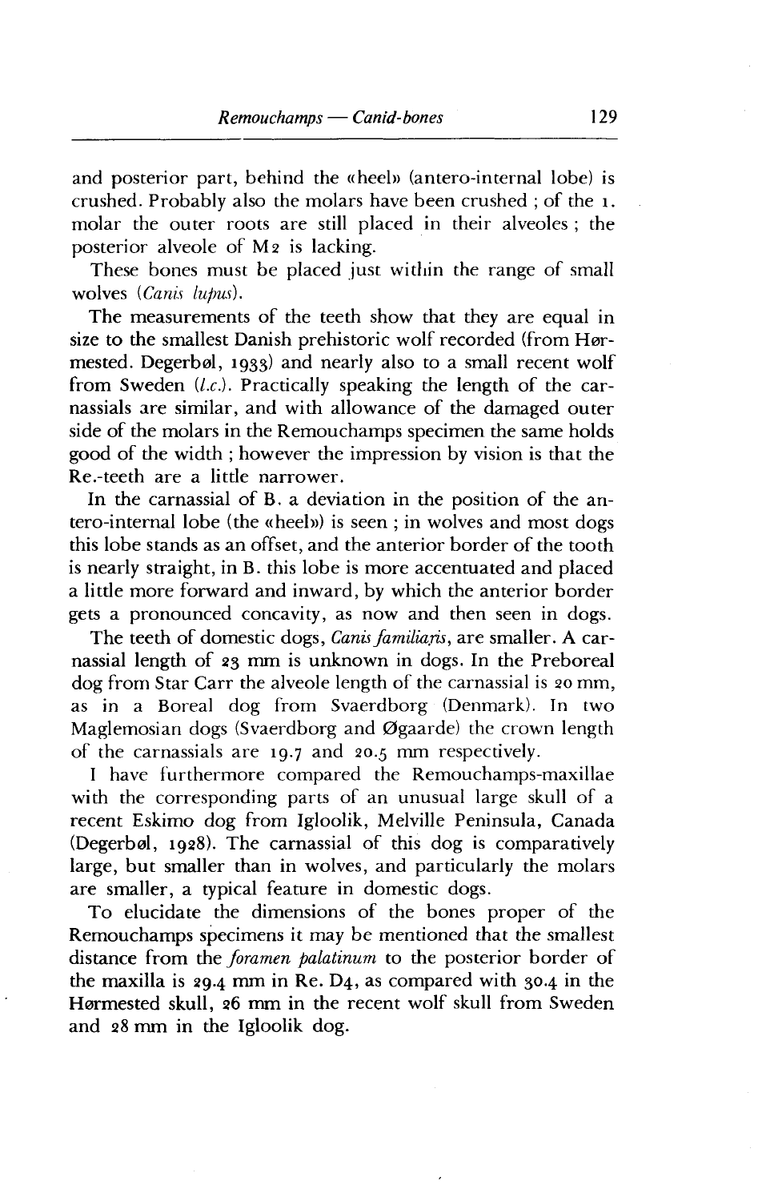and posterior part, behind the «heel» (antero-internal lobe) is crushed. Probably also the molars have been crushed ; of the 1. molar the outer roots are still placed in their alveoles ; the posterior alveole of M2 is lacking.

These bones must be placed just within the range of small wolves (*Canis lupus*).

The measurements of the teeth show that they are equal in size to the smallest Danish prehistoric wolf recorded (from Hørmested. Degerbøl, 1933) and nearly also to a small recent wolf from Sweden (*l.c.*). Practically speaking the length of the carnassials are similar, and with allowance of the damaged outer side of the molars in the Remouchamps specimen the same holds good of the width ; however the impression by vision is that the Re.-teeth are a little narrower.

In the carnassial of B. a deviation in the position of the antero-internal lobe (the «heel») is seen ; in wolves and most dogs this lobe stands as an offset, and the anterior border of the tooth is nearly straight, in B. this lobe is more accentuated and placed a little more forward and inward, by which the anterior border gets a pronounced concavity, as now and then seen in dogs.

The teeth of domestic dogs, *Canis familiaris*, are smaller. A carnassial length of 23 mm is unknown in dogs. In the Preboreal dog from Star Carr the alveole length of the carnassial is 20 mm, as in a Boreal dog from Svaerdborg (Denmark). In two Maglemosian dogs (Svaerdborg and Øgaarde) the crown length of the carnassials are 19.7 and 20.5 mm respectively.

I have furthermore compared the Remouchamps-maxillae with the corresponding parts of an unusual large skull of a recent Eskimo dog from Igloolik, Melville Peninsula, Canada (Degerbøl, 1928). The carnassial of this dog is comparatively large, but smaller than in wolves, and particularly the molars are smaller, a typical feature in domestic dogs.

To elucidate the dimensions of the bones proper of the Remouchamps specimens it may be mentioned that the smallest distance from the *foramen palatinum* to the posterior border of the maxilla is 29.4 mm in Re. D4, as compared with 30.4 in the Hørmested skull, 26 mm in the recent wolf skull from Sweden and 28 mm in the Igloolik dog.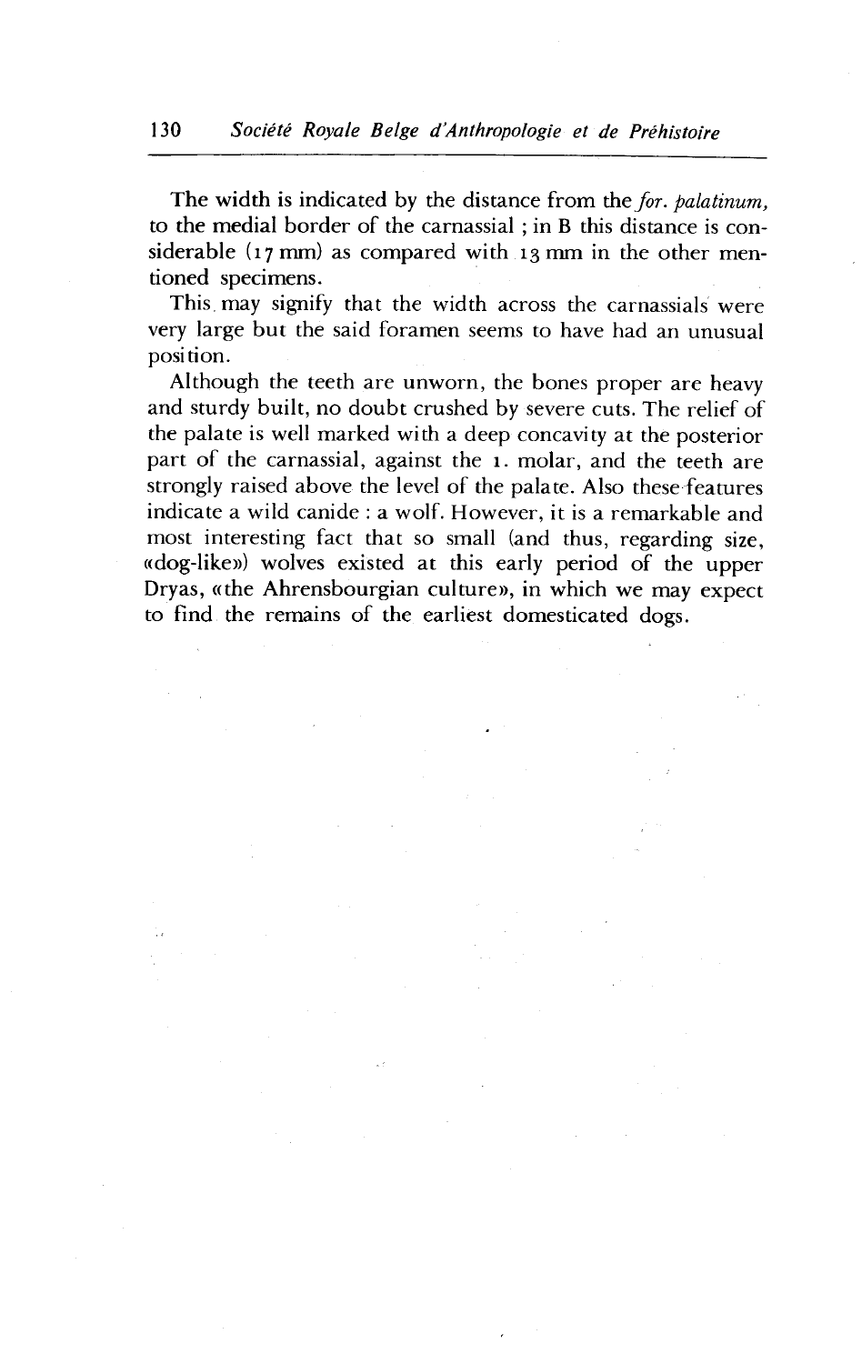The width is indicated by the distance from the *for. palatinum,* to the medial border of the carnassial ; in B this distance is considerable (17 mm) as compared with 13 mm in the other mentioned specimens.

This may signify that the width across the carnassials were very large but the said foramen seems to have had an unusual position.

Although the teeth are unworn, the bones proper are heavy and sturdy built, no doubt crushed by severe cuts. The relief of the palate is well marked with a deep concavity at the posterior part of the carnassial, against the 1. molar, and the teeth are strongly raised above the level of the palate. Also these features indicate a wild canide : a wolf. However, it is a remarkable and most interesting fact that so small (and thus, regarding size, «dog-like») wolves existed at this early period of the upper Dryas, «the Ahrensbourgian culture», in which we may expect to find the remains of the earliest domesticated dogs.